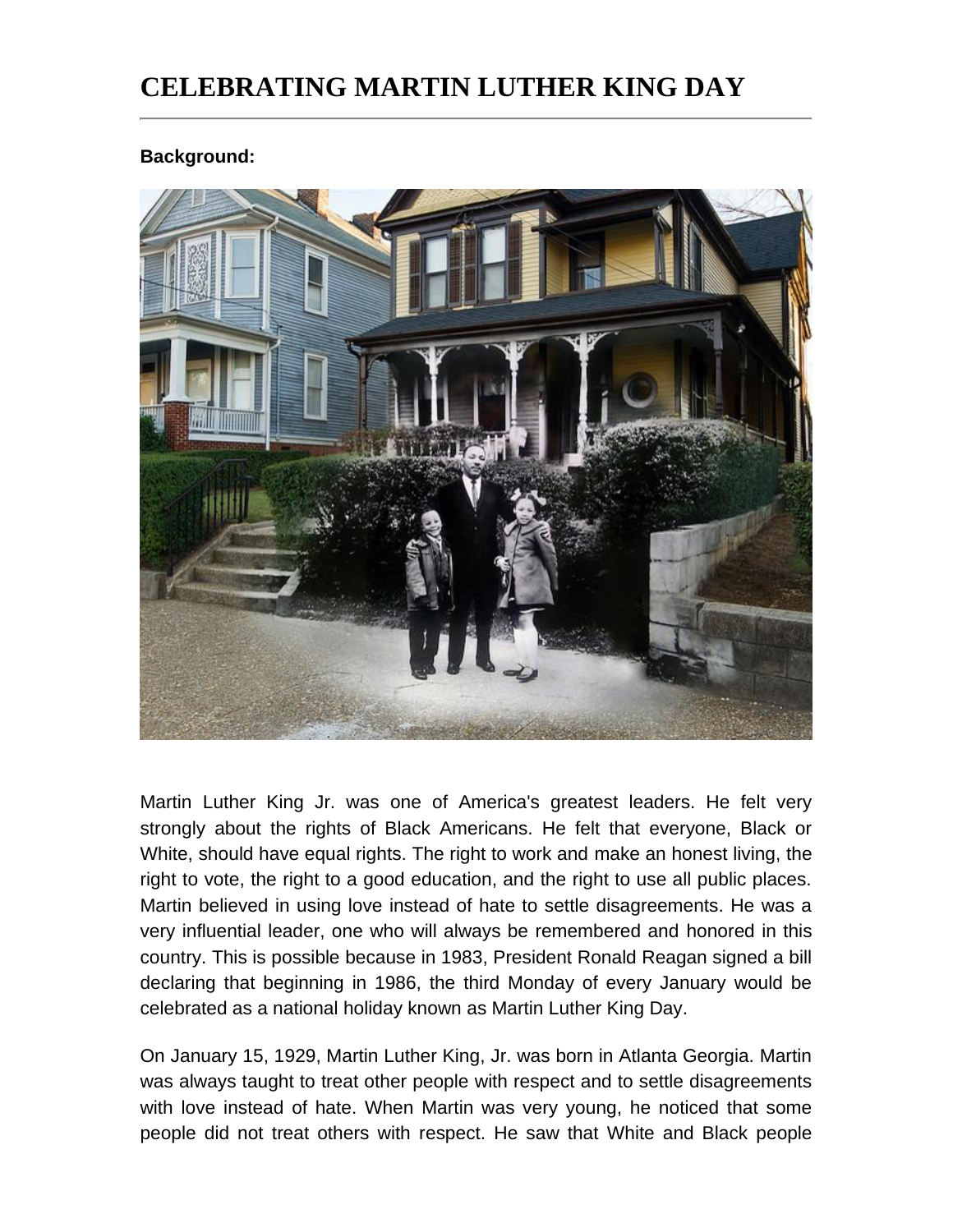# CELEBRATING MARTIN LUTHER KING DAY

**Background:**

Martin Luther King Jr. was one of America's greatest leaders. He felt very strongly about the rights of Black Americans. He felt that everyone, Black or White, should have equal rights. The right to work and make an honest living, the right to vote, the right to a good education, and the right to use all public places. Martin believed in using love instead of hate to settle disagreements. He was a very influential leader, one who will always be remembered and honored in this country. This is possible because in 1983, President Ronald Reagan signed a bill declaring that beginning in 1986, the third Monday of every January would be celebrated as a national holiday known as Martin Luther King Day.

On January 15, 1929, Martin Luther King, Jr. was born in Atlanta Georgia. Martin was always taught to treat other people with respect and to settle disagreements with love instead of hate. When Martin was very young, he noticed that some people did not treat others with respect. He saw that White and Black people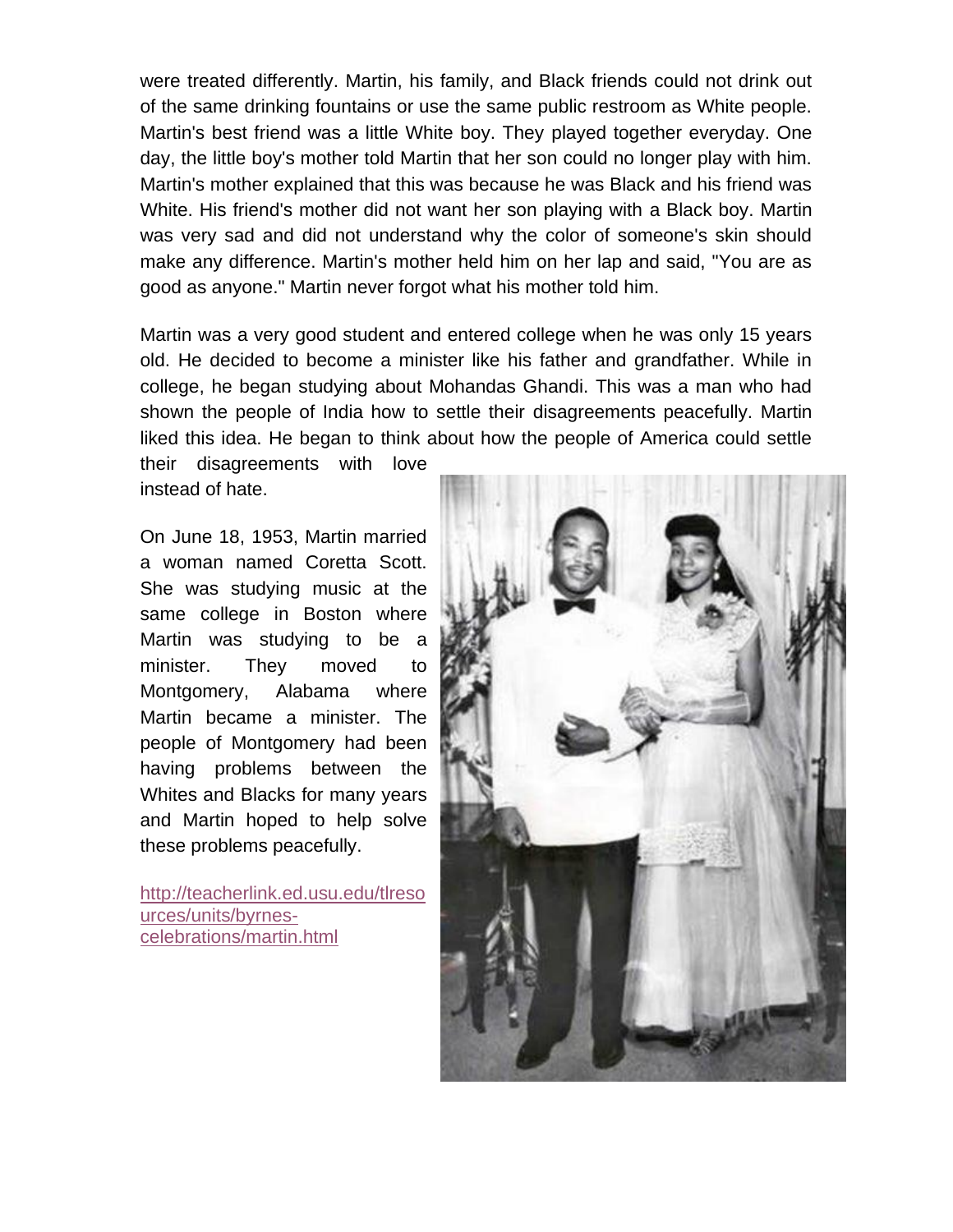were treated differently. Martin, his family, and Black friends could not drink out of the same drinking fountains or use the same public restroom as White people. Martin's best friend was a little White boy. They played together everyday. One day, the little boy's mother told Martin that her son could no longer play with him. Martin's mother explained that this was because he was Black and his friend was White. His friend's mother did not want her son playing with a Black boy. Martin was very sad and did not understand why the color of someone's skin should make any difference. Martin's mother held him on her lap and said, "You are as good as anyone." Martin never forgot what his mother told him.

Martin was a very good student and entered college when he was only 15 years old. He decided to become a minister like his father and grandfather. While in college, he began studying about Mohandas Ghandi. This was a man who had shown the people of India how to settle their disagreements peacefully. Martin liked this idea. He began to think about how the people of America could settle their disagreements with love instead of hate.

On June 18, 1953, Martin married a woman named Coretta Scott. She was studying music at the same college in Boston where Martin was studying to be a minister. They moved to Montgomery, Alabama where Martin became a minister. The people of Montgomery had been having problems between the Whites and Blacks for many years and Martin hoped to help solve these problems peacefully.

http://teacherlink.ed.usu.edu/tlresources/units/byrnes-celebrations/martin.html